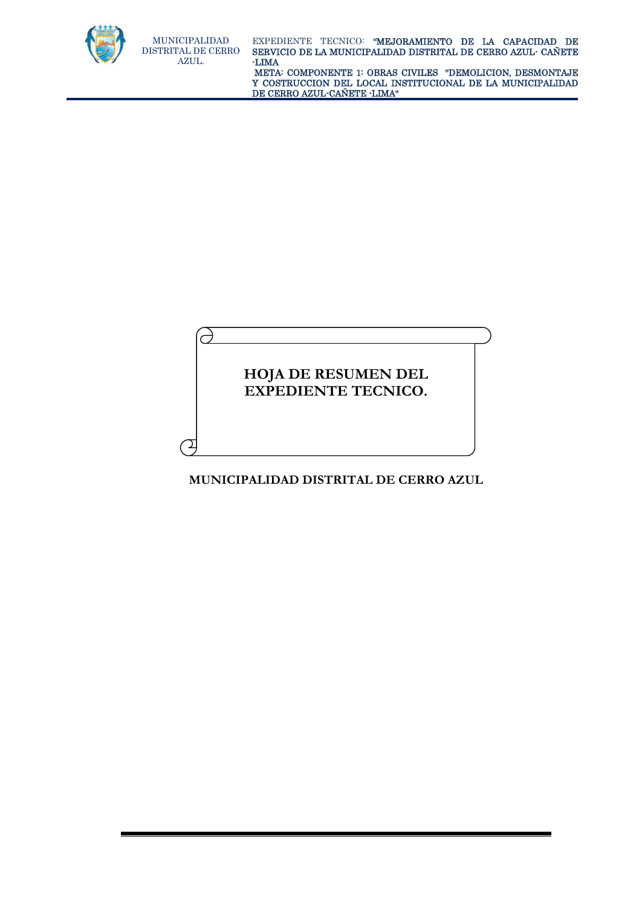# HOJA DE RESUMEN DEL EXPEDIENTE TECNICO.

**MUNICIPALIDAD DISTRITAL DE CERRO AZUL**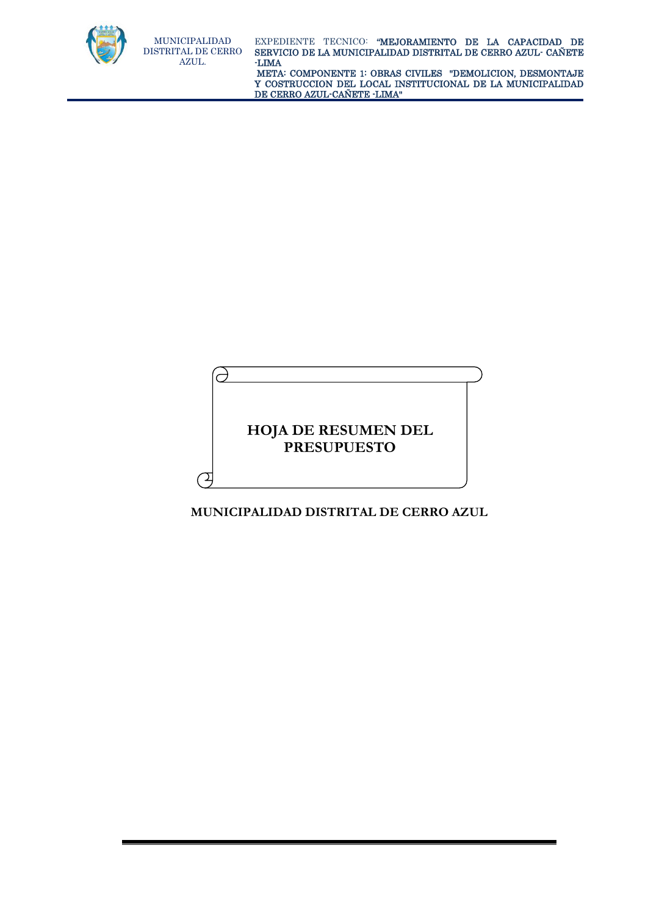# HOJA DE RESUMEN DEL PRESUPUESTO

**MUNICIPALIDAD DISTRITAL DE CERRO AZUL**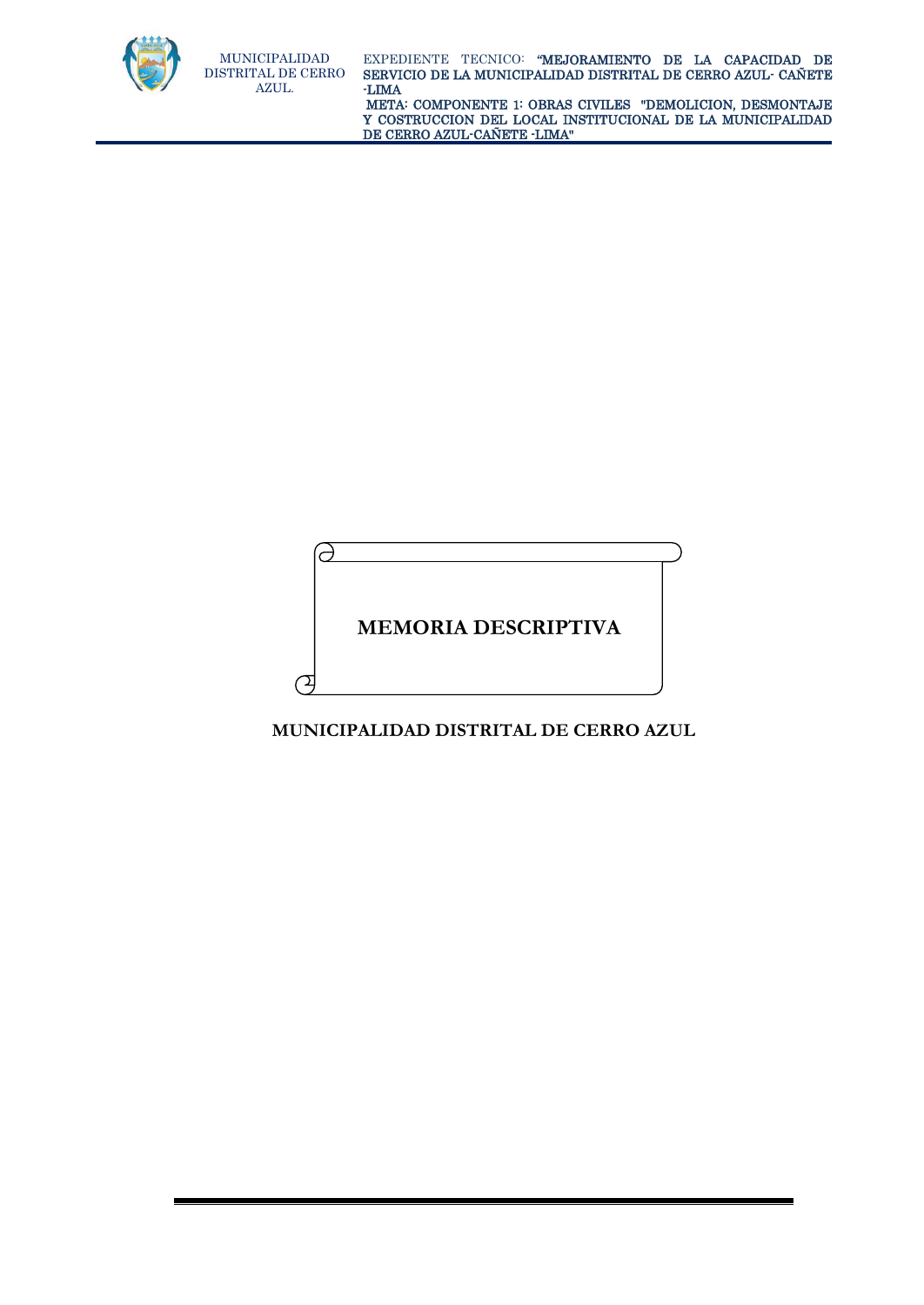# MEMORIA DESCRIPTIVA

**MUNICIPALIDAD DISTRITAL DE CERRO AZUL**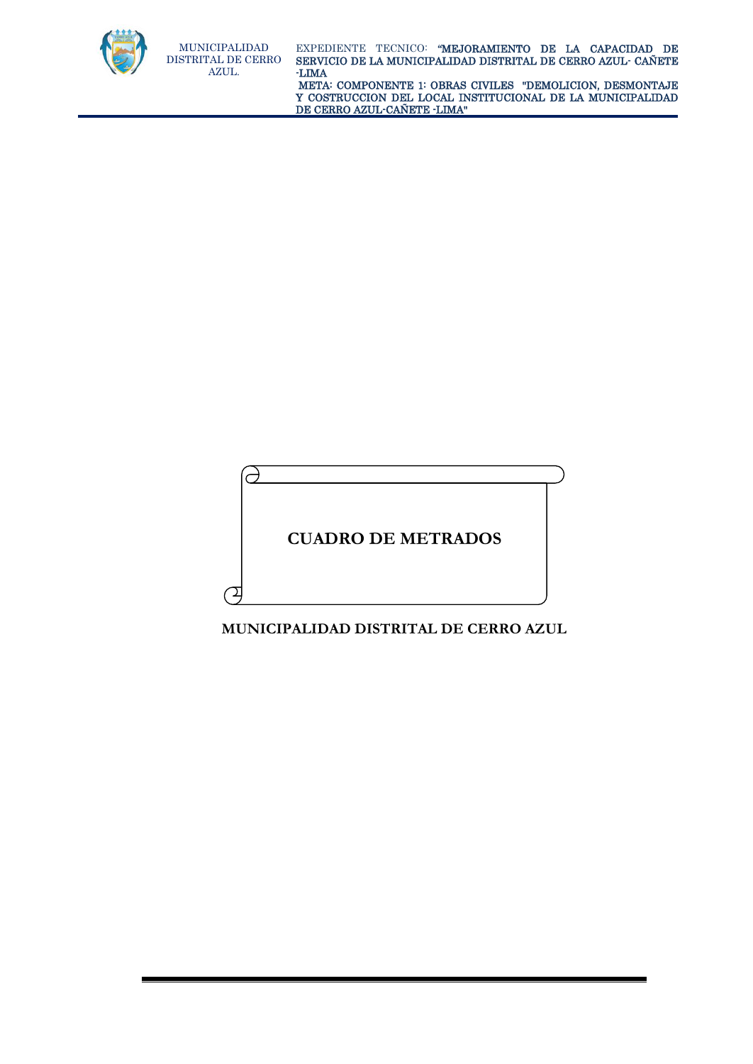# CUADRO DE METRADOS

**MUNICIPALIDAD DISTRITAL DE CERRO AZUL**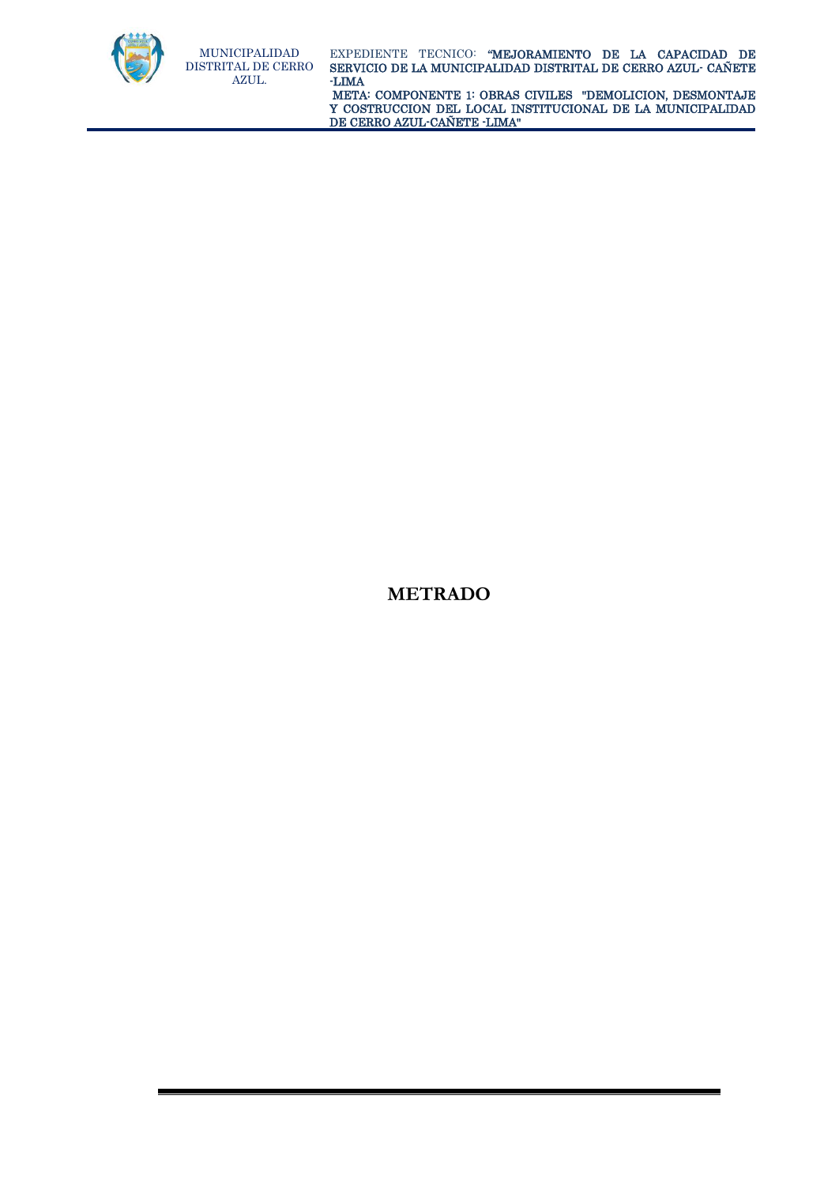# METRADO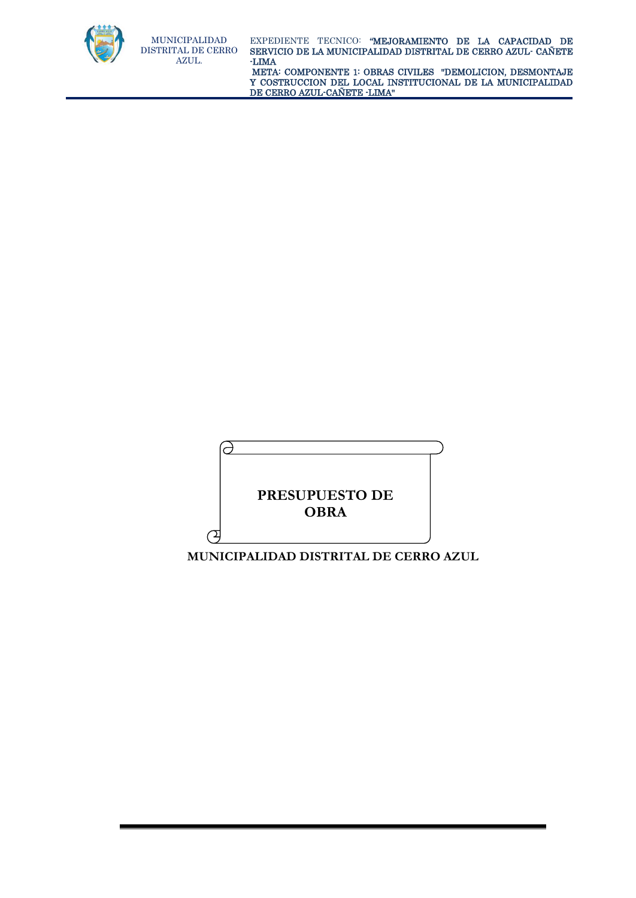# PRESUPUESTO DE OBRA

**MUNICIPALIDAD DISTRITAL DE CERRO AZUL**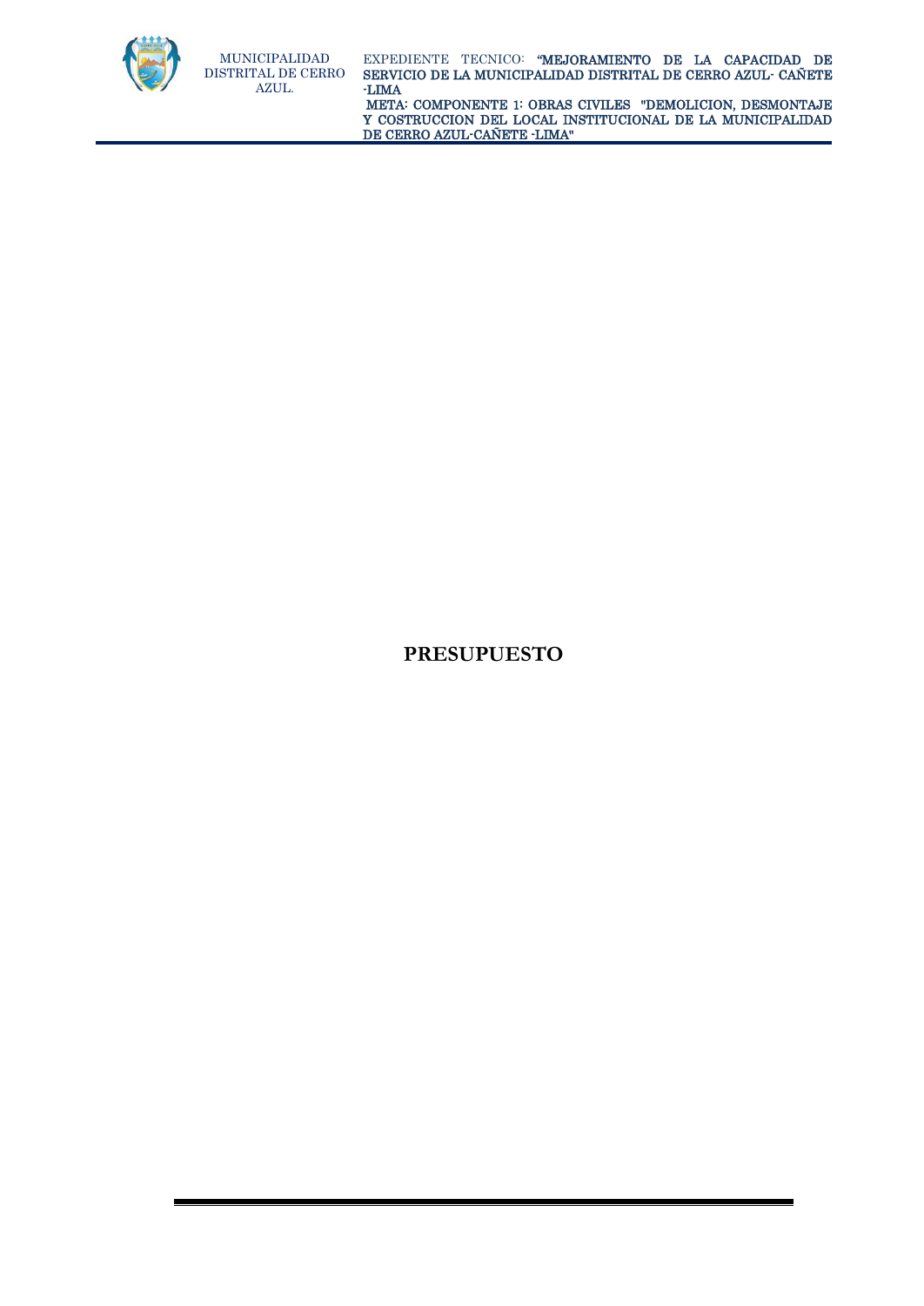# PRESUPUESTO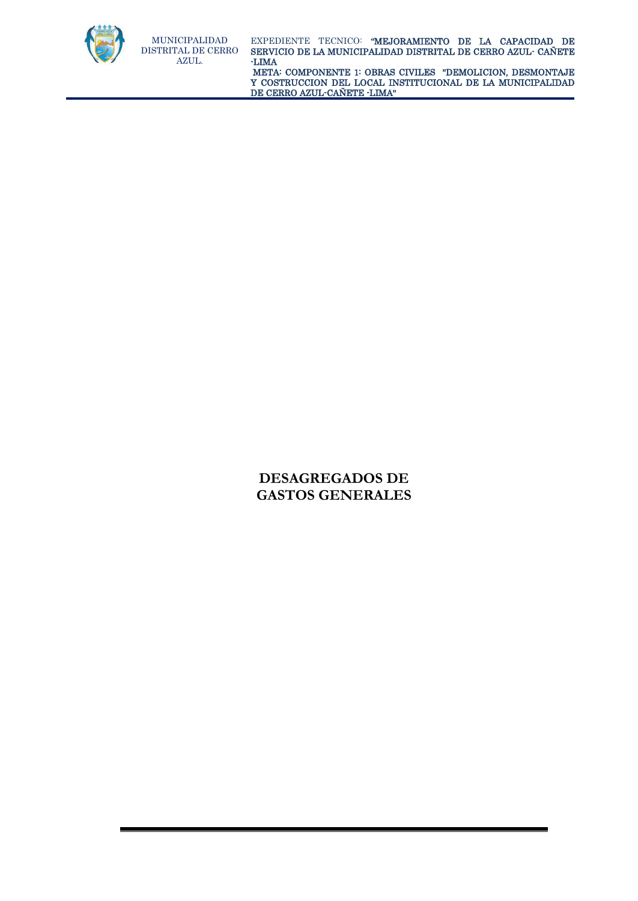# DESAGREGADOS DE GASTOS GENERALES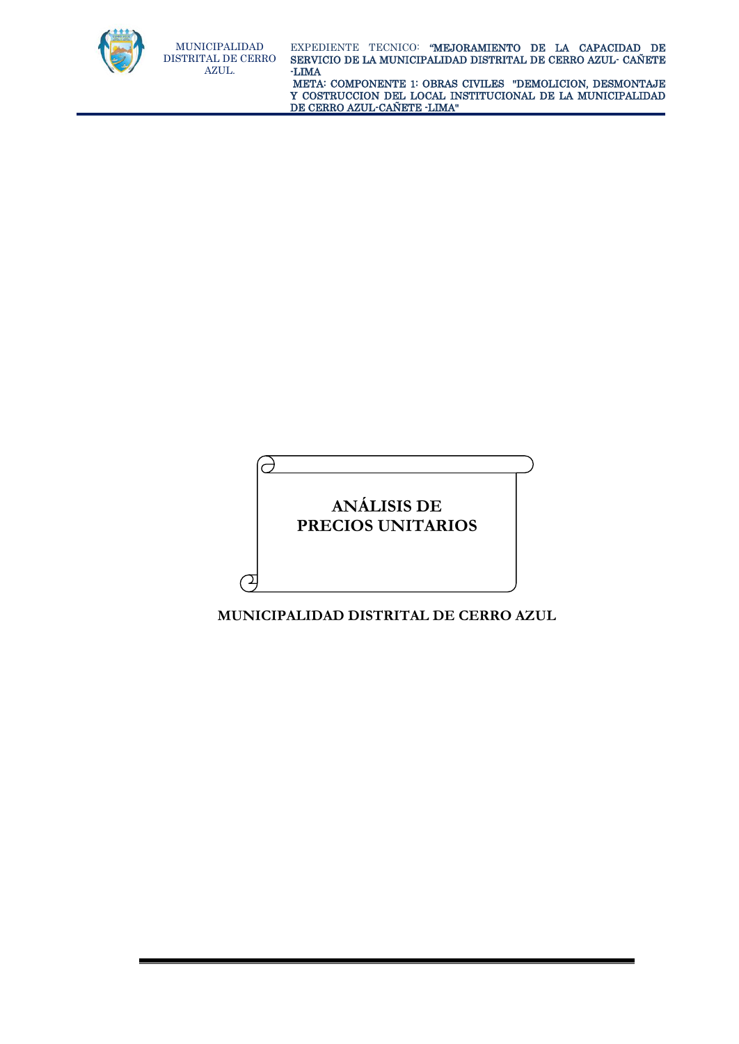# ANÁLISIS DE PRECIOS UNITARIOS

**MUNICIPALIDAD DISTRITAL DE CERRO AZUL**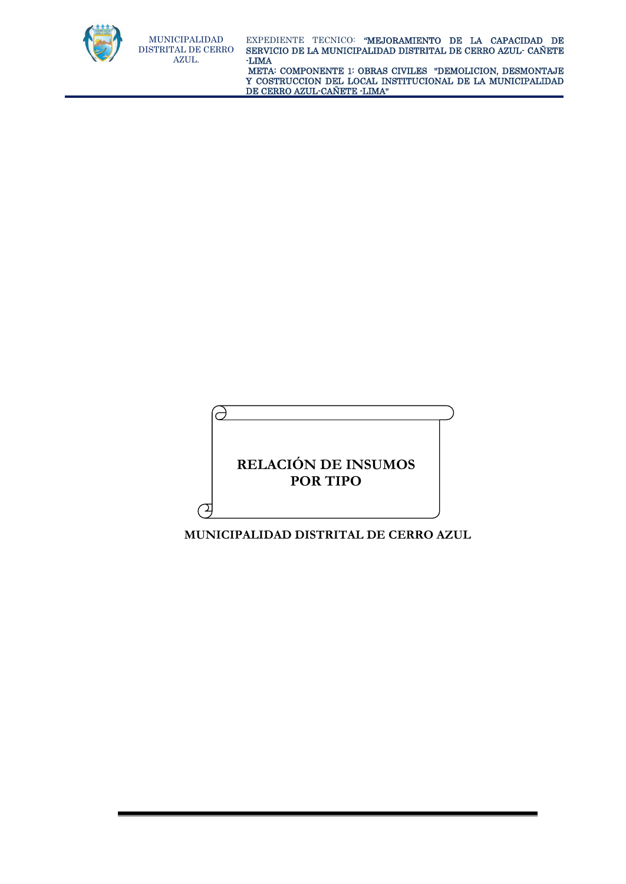# RELACIÓN DE INSUMOS POR TIPO

**MUNICIPALIDAD DISTRITAL DE CERRO AZUL**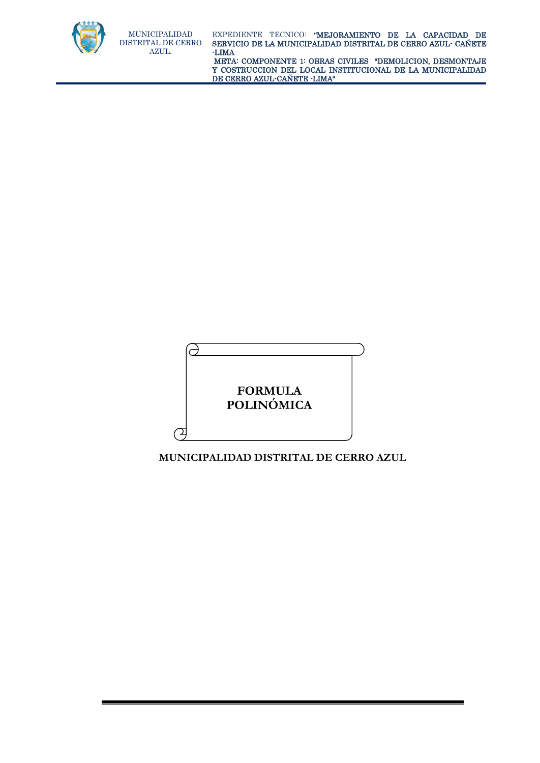# FORMULA POLINÓMICA

**MUNICIPALIDAD DISTRITAL DE CERRO AZUL**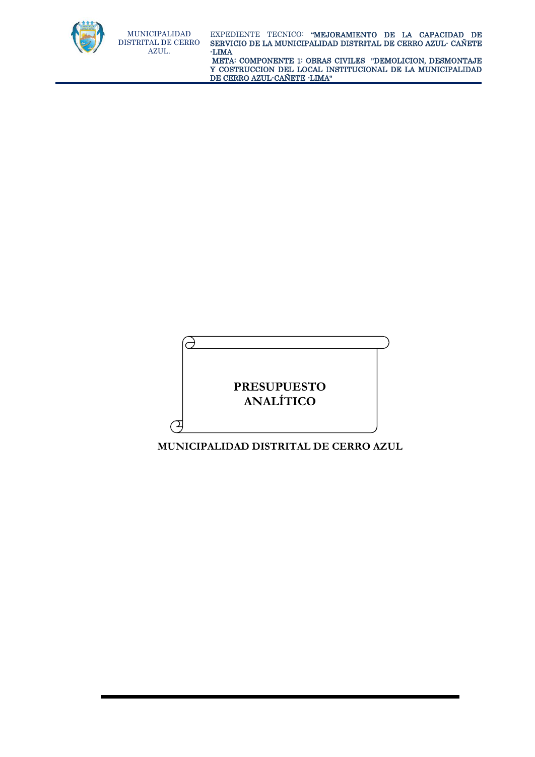# PRESUPUESTO ANALÍTICO

**MUNICIPALIDAD DISTRITAL DE CERRO AZUL**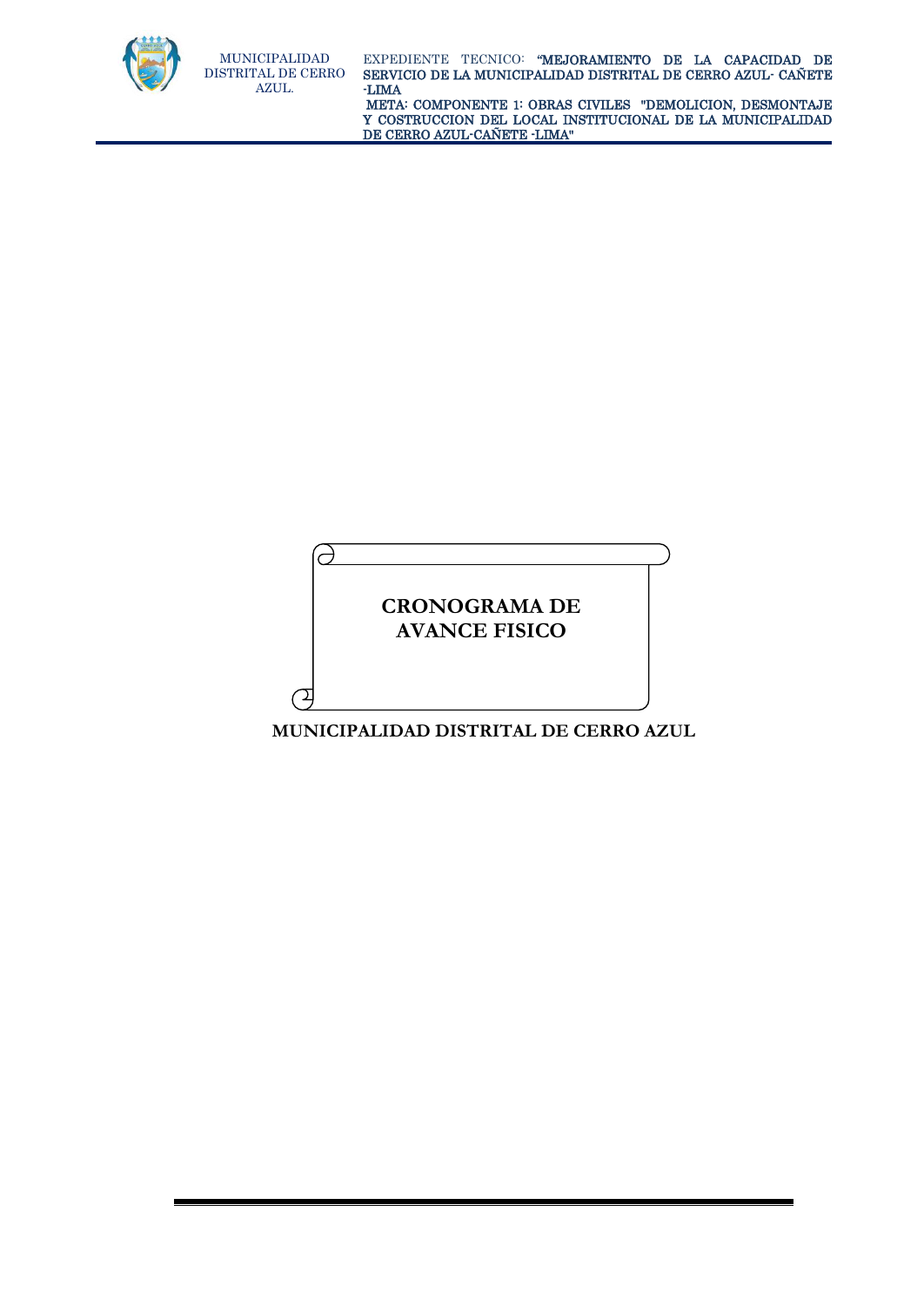# CRONOGRAMA DE AVANCE FISICO

**MUNICIPALIDAD DISTRITAL DE CERRO AZUL**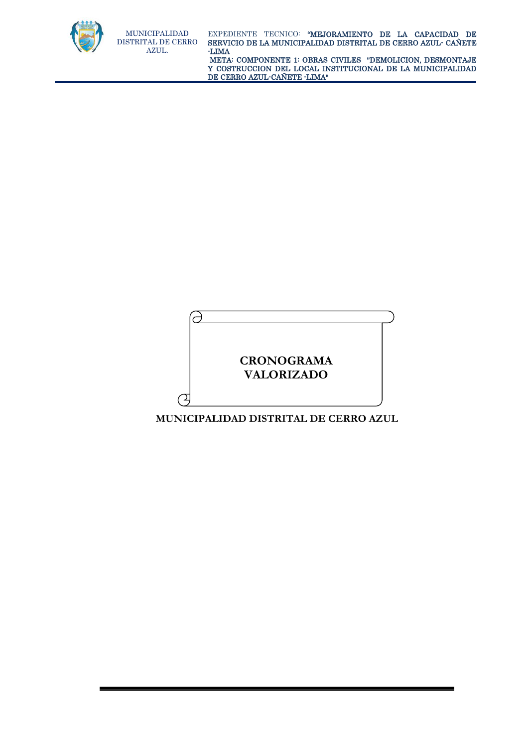# CRONOGRAMA VALORIZADO

**MUNICIPALIDAD DISTRITAL DE CERRO AZUL**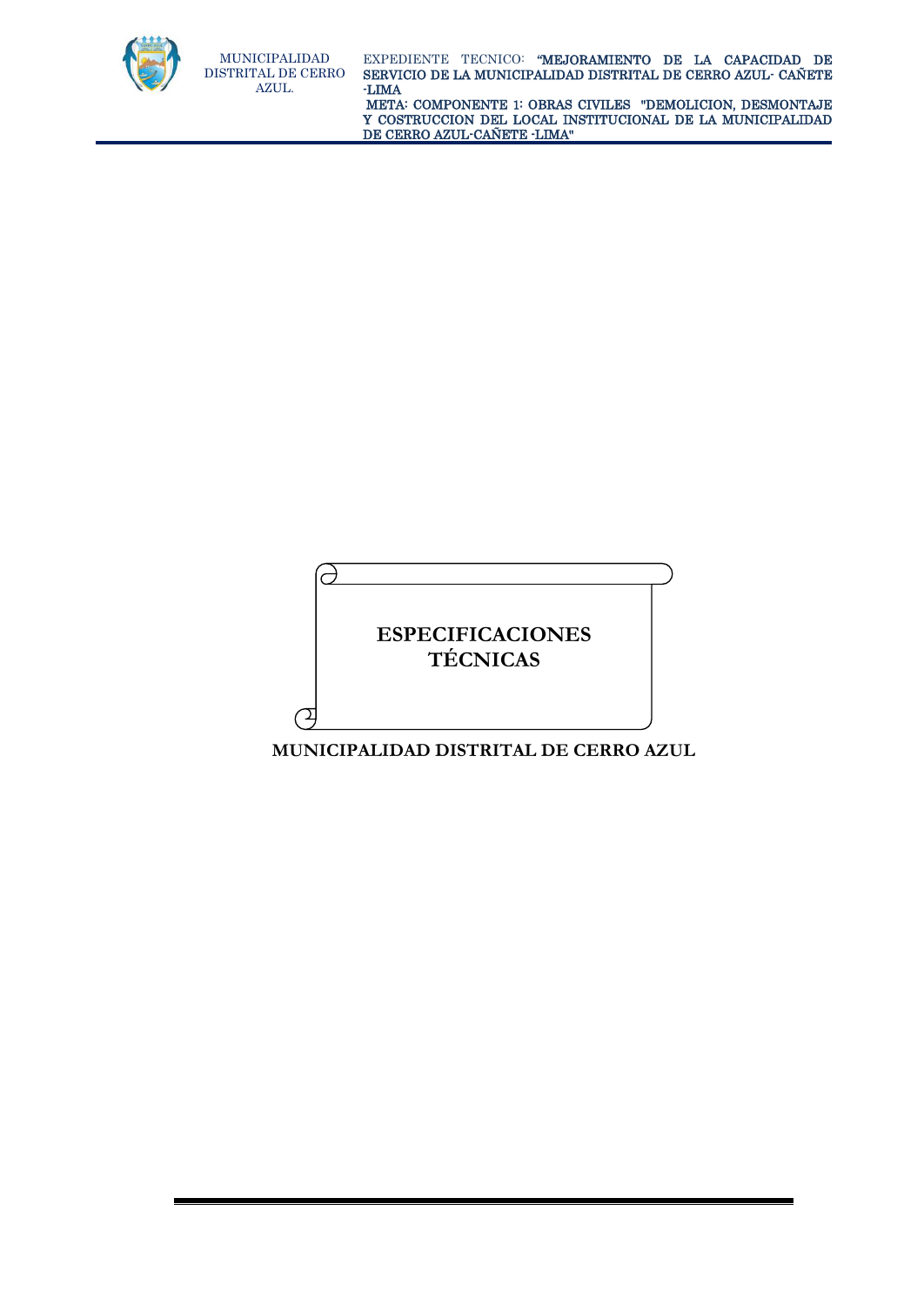# ESPECIFICACIONES TÉCNICAS

**MUNICIPALIDAD DISTRITAL DE CERRO AZUL**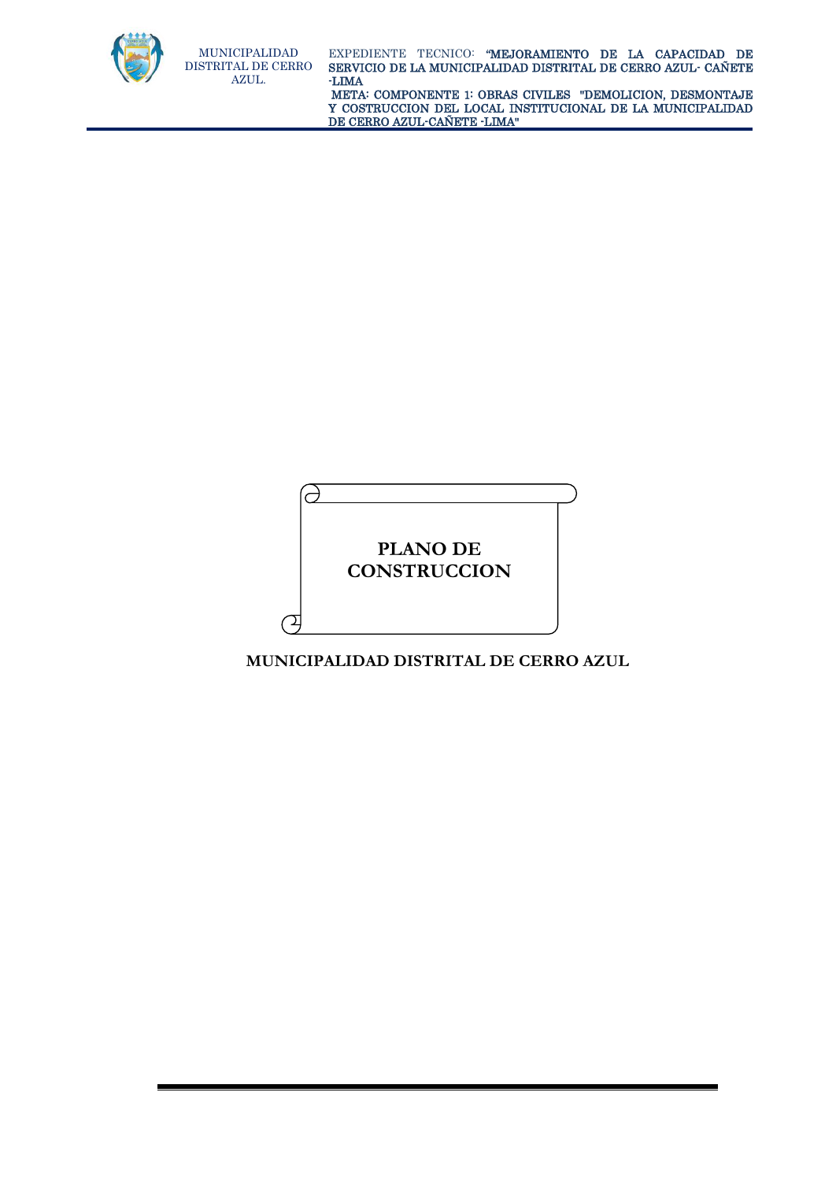# PLANO DE CONSTRUCCION

**MUNICIPALIDAD DISTRITAL DE CERRO AZUL**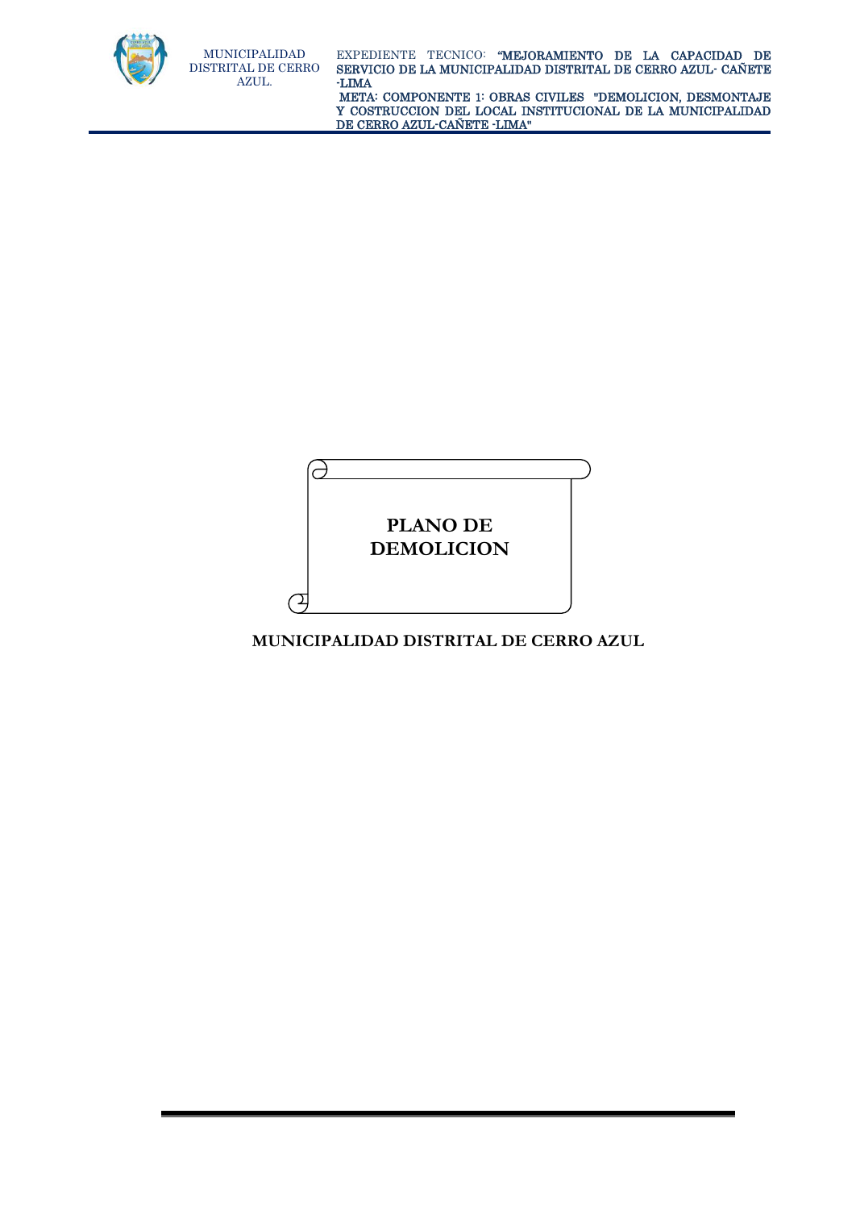# PLANO DE DEMOLICION

**MUNICIPALIDAD DISTRITAL DE CERRO AZUL**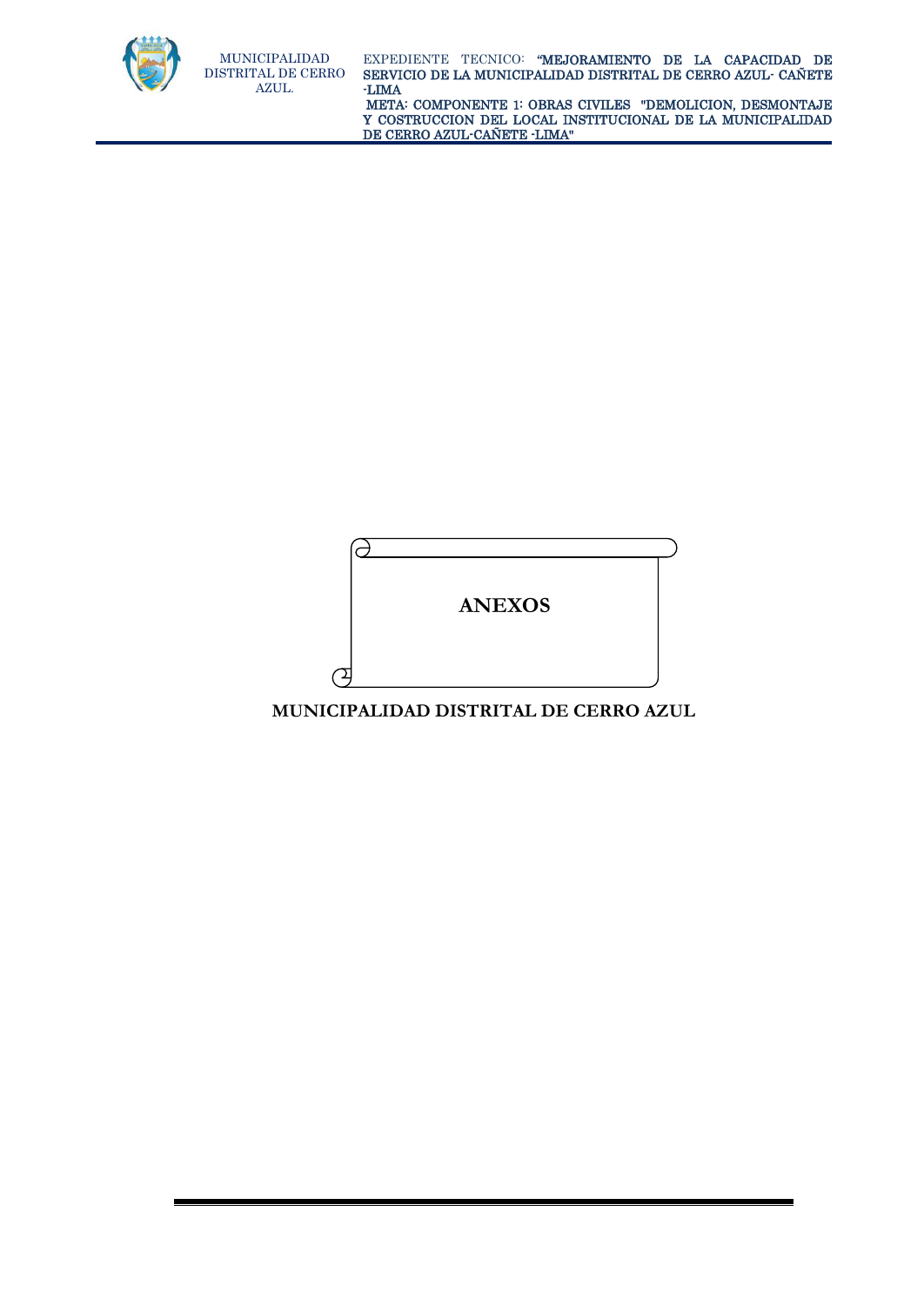# ANEXOS

**MUNICIPALIDAD DISTRITAL DE CERRO AZUL**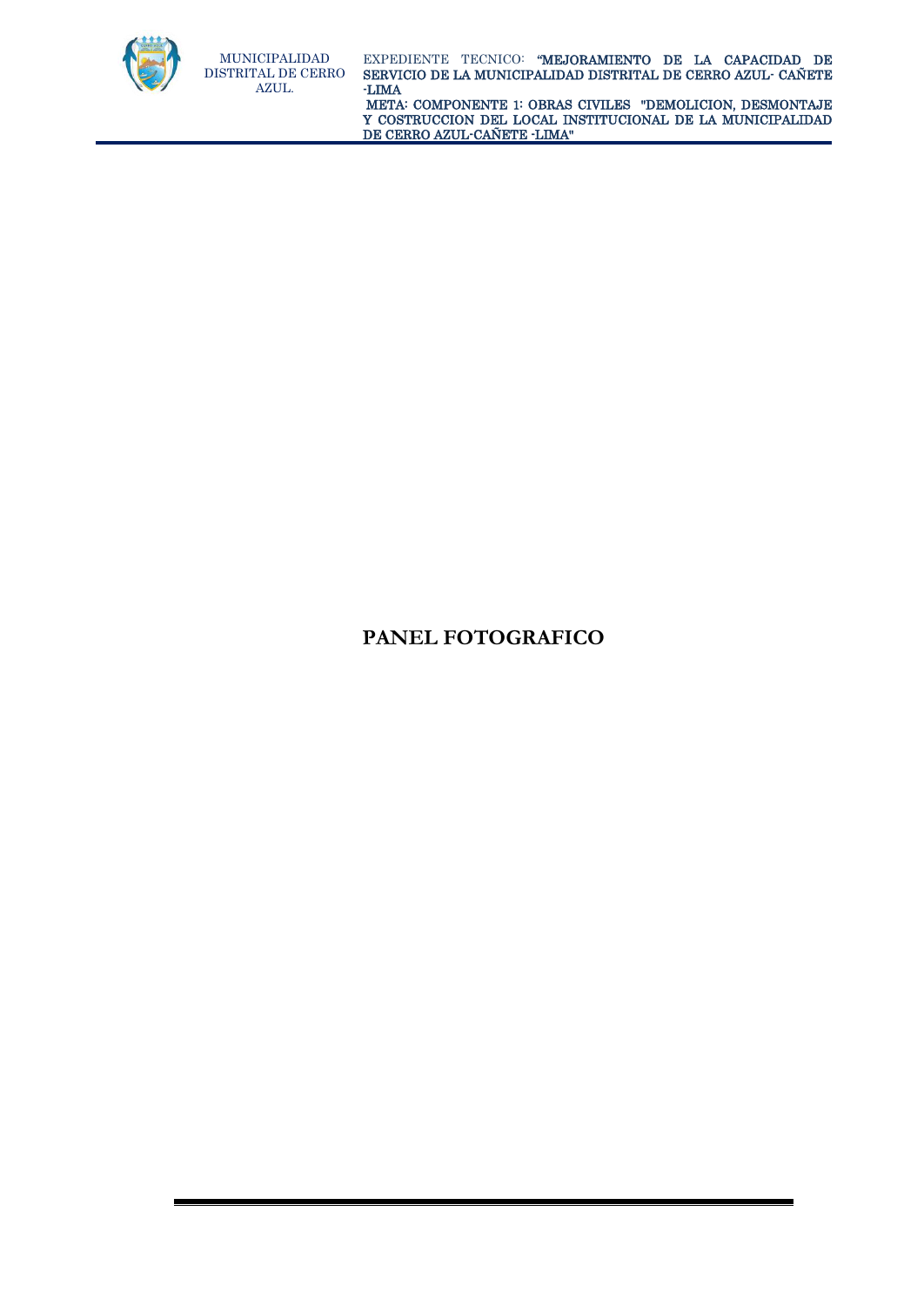# PANEL FOTOGRAFICO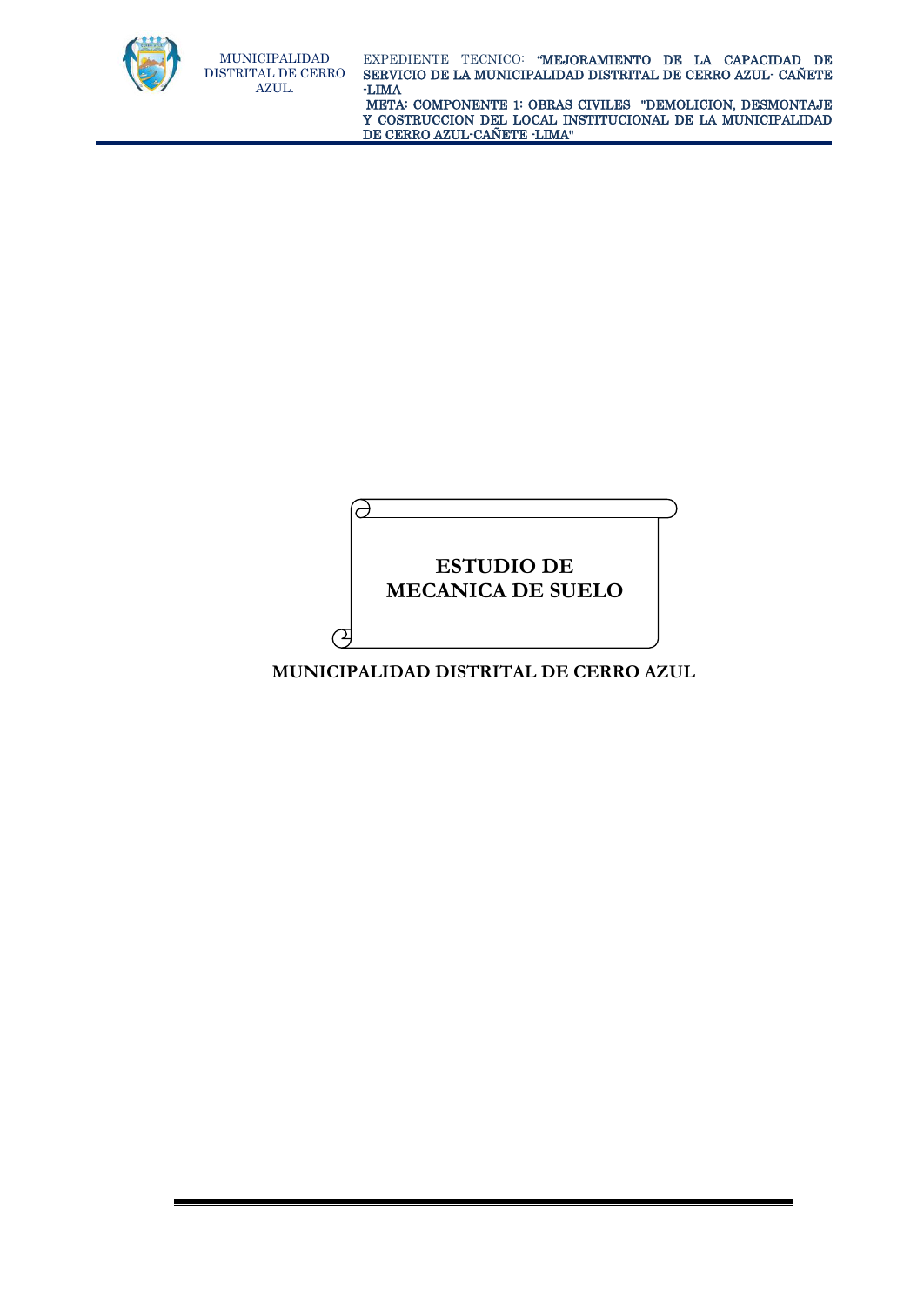# ESTUDIO DE MECANICA DE SUELO

**MUNICIPALIDAD DISTRITAL DE CERRO AZUL**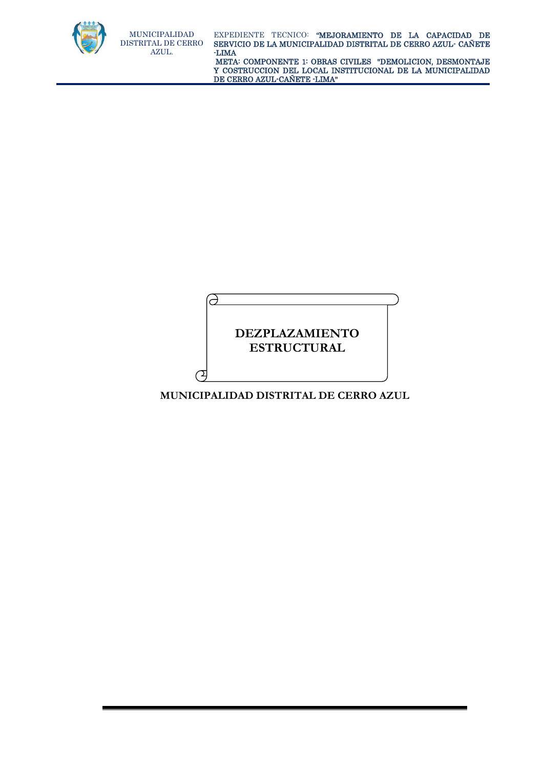# DEZPLAZAMIENTO ESTRUCTURAL

**MUNICIPALIDAD DISTRITAL DE CERRO AZUL**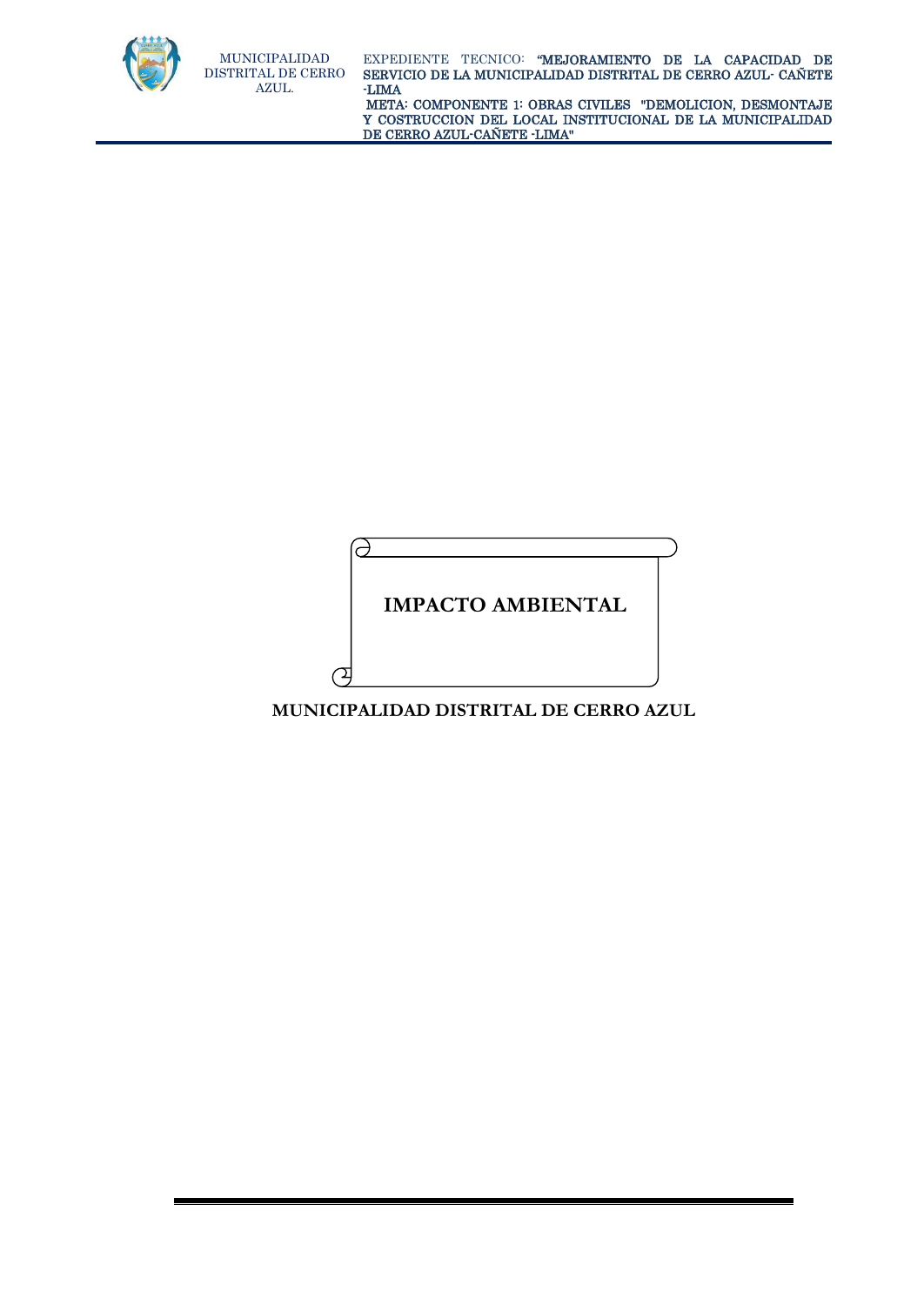# IMPACTO AMBIENTAL

**MUNICIPALIDAD DISTRITAL DE CERRO AZUL**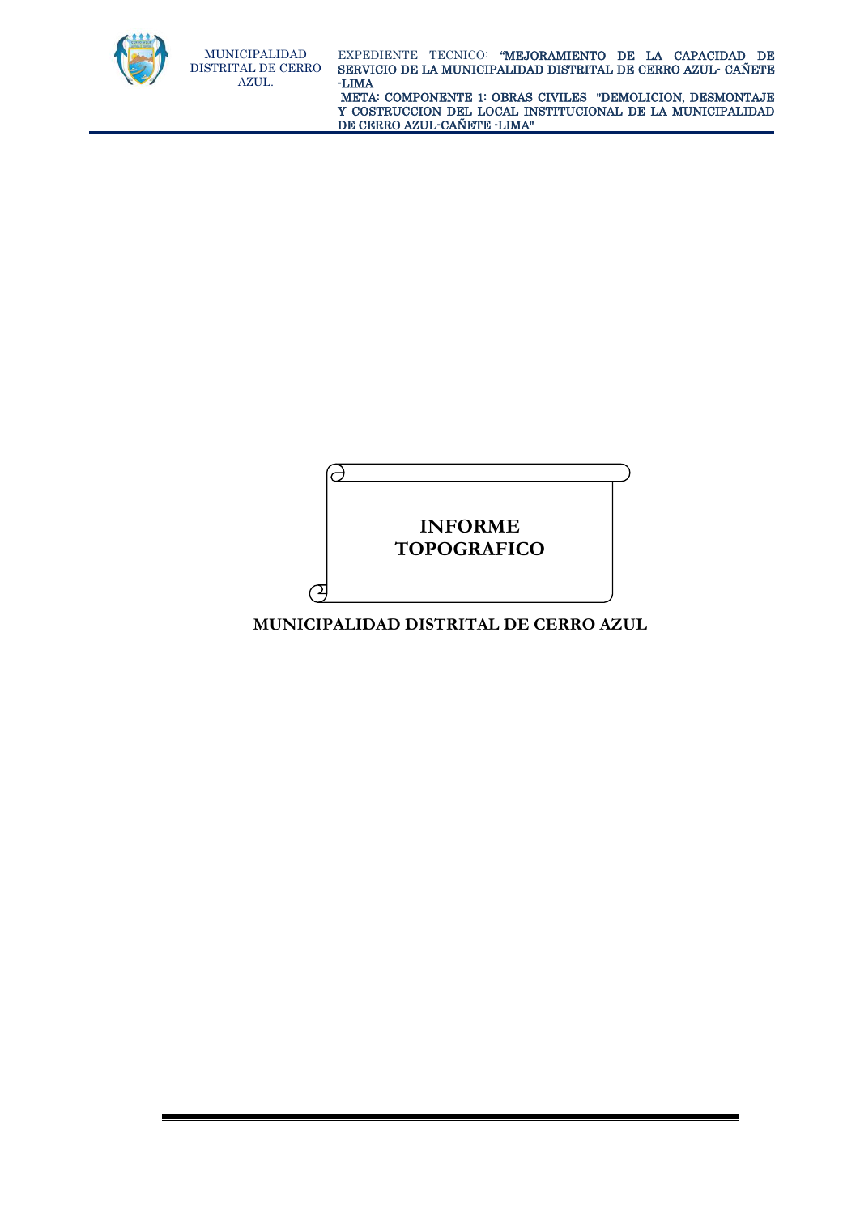# INFORME TOPOGRAFICO

**MUNICIPALIDAD DISTRITAL DE CERRO AZUL**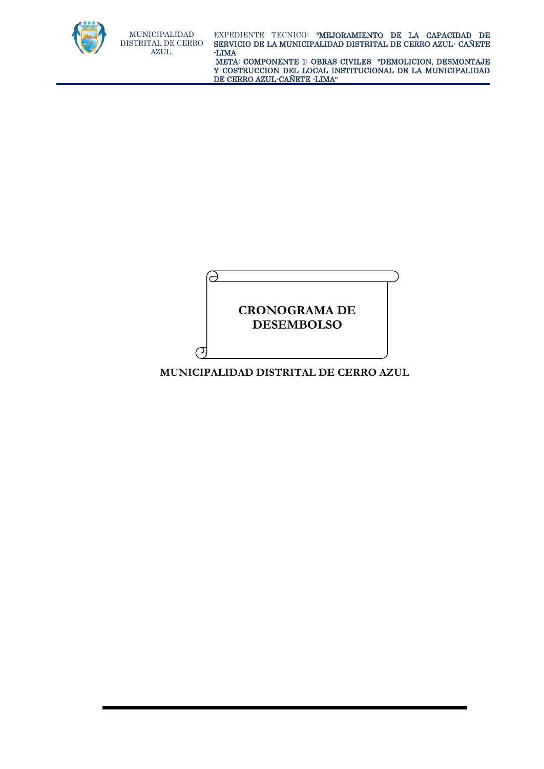# CRONOGRAMA DE DESEMBOLSO

**MUNICIPALIDAD DISTRITAL DE CERRO AZUL**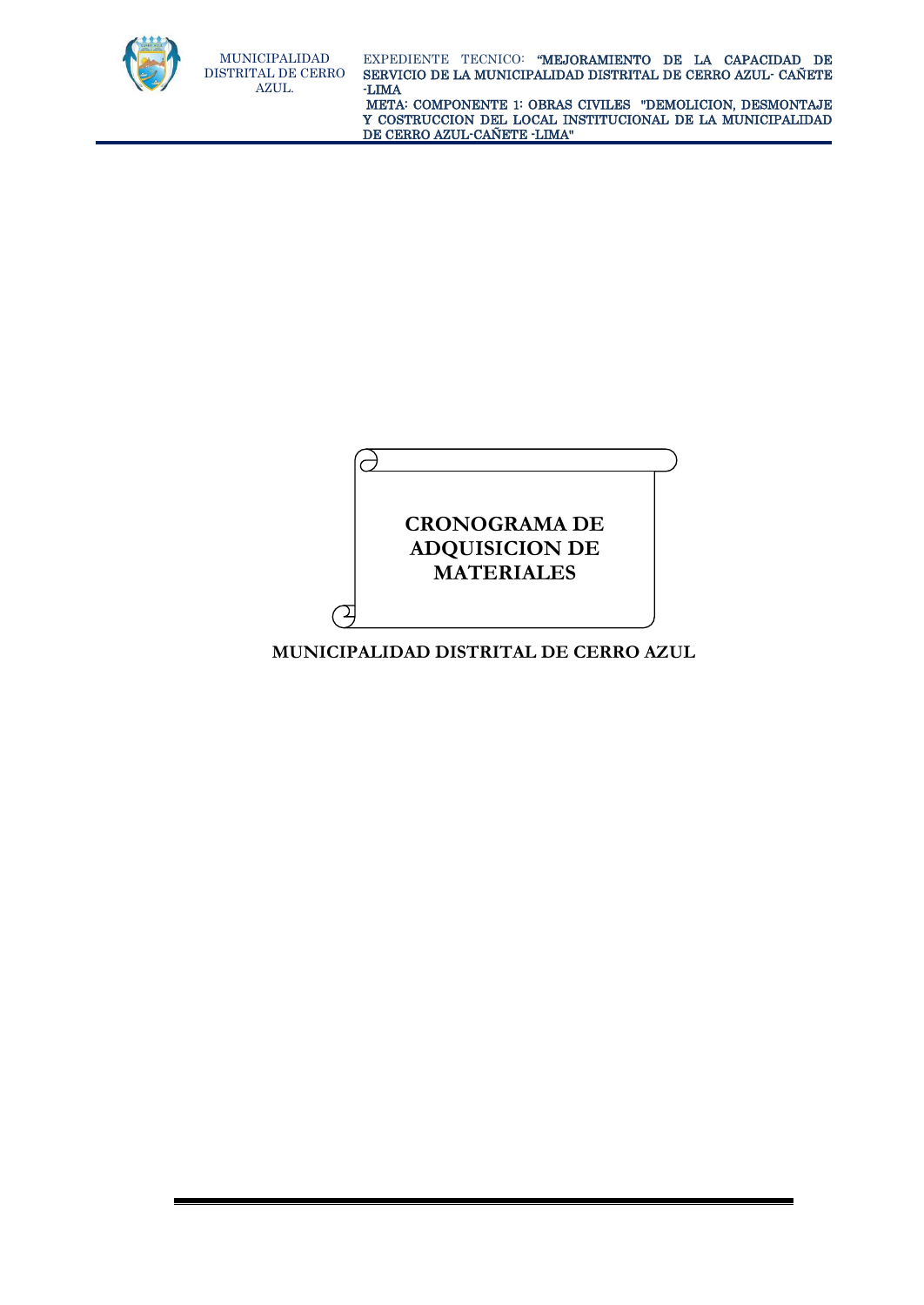# CRONOGRAMA DE ADQUISICION DE MATERIALES

**MUNICIPALIDAD DISTRITAL DE CERRO AZUL**